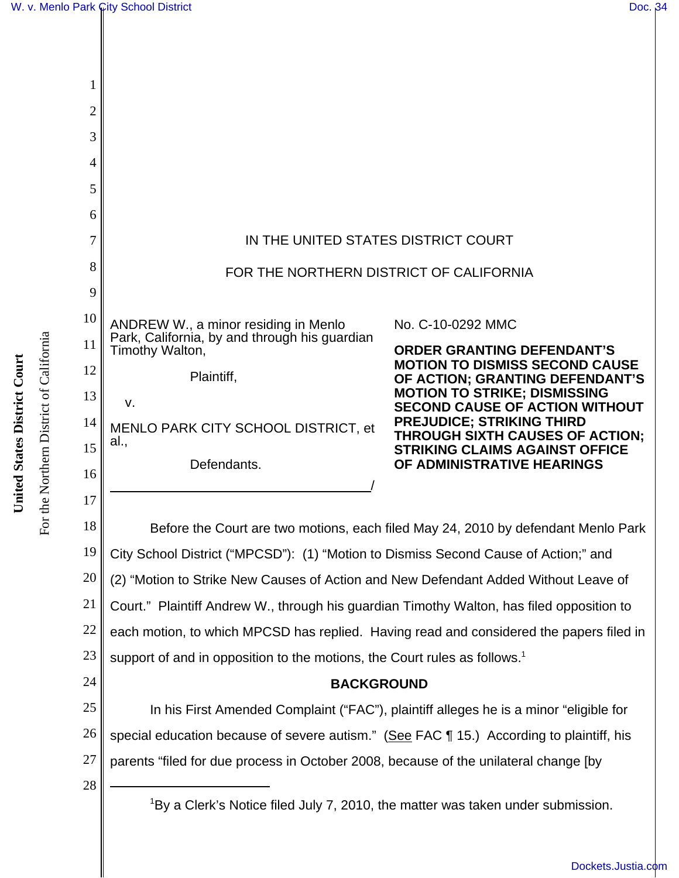IN THE UNITED STATES DISTRICT COURT

FOR THE NORTHERN DISTRICT OF CALIFORNIA

ANDREW W., a minor residing in Menlo Park, California, by and through his guardian Timothy Walton,

Plaintiff,

v.

MENLO PARK CITY SCHOOL DISTRICT, et al.,

Defendants.

No. C-10-0292 MMC

**ORDER GRANTING DEFENDANT'S MOTION TO DISMISS SECOND CAUSE OF ACTION; GRANTING DEFENDANT'S MOTION TO STRIKE; DISMISSING SECOND CAUSE OF ACTION WITHOUT PREJUDICE; STRIKING THIRD THROUGH SIXTH CAUSES OF ACTION; STRIKING CLAIMS AGAINST OFFICE OF ADMINISTRATIVE HEARINGS**

Before the Court are two motions, each filed May 24, 2010 by defendant Menlo Park City School District ("MPCSD"): (1) "Motion to Dismiss Second Cause of Action;" and (2) "Motion to Strike New Causes of Action and New Defendant Added Without Leave of Court." Plaintiff Andrew W., through his guardian Timothy Walton, has filed opposition to each motion, to which MPCSD has replied. Having read and considered the papers filed in support of and in opposition to the motions, the Court rules as follows.[1]

**BACKGROUND**

In his First Amended Complaint ("FAC"), plaintiff alleges he is a minor "eligible for special education because of severe autism." (See FAC ¶ 15.) According to plaintiff, his parents "filed for due process in October 2008, because of the unilateral change [by

[1]By a Clerk's Notice filed July 7, 2010, the matter was taken under submission.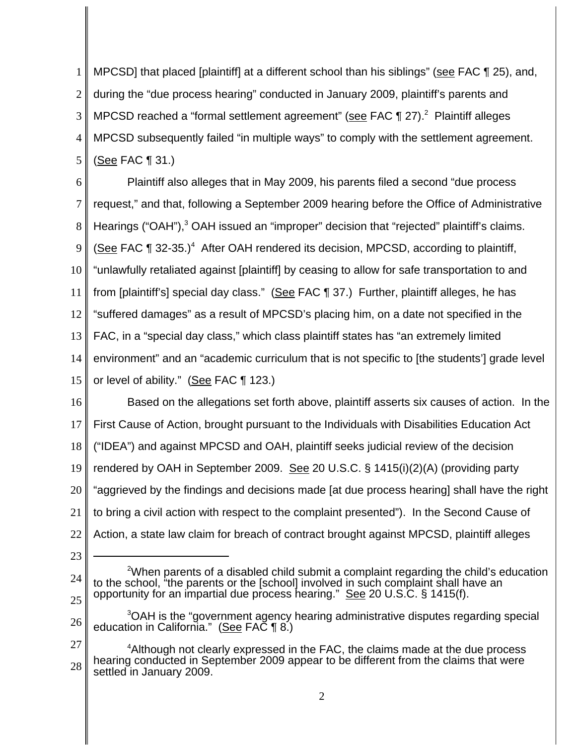MPCSD] that placed [plaintiff] at a different school than his siblings" (see FAC ¶ 25), and, during the "due process hearing" conducted in January 2009, plaintiff's parents and MPCSD reached a "formal settlement agreement" (see FAC ¶ 27).[2] Plaintiff alleges MPCSD subsequently failed "in multiple ways" to comply with the settlement agreement. (See FAC ¶ 31.)

Plaintiff also alleges that in May 2009, his parents filed a second "due process request," and that, following a September 2009 hearing before the Office of Administrative Hearings ("OAH"),[3] OAH issued an "improper" decision that "rejected" plaintiff's claims. (See FAC ¶ 32-35.)[4] After OAH rendered its decision, MPCSD, according to plaintiff, "unlawfully retaliated against [plaintiff] by ceasing to allow for safe transportation to and from [plaintiff's] special day class." (See FAC ¶ 37.) Further, plaintiff alleges, he has "suffered damages" as a result of MPCSD's placing him, on a date not specified in the FAC, in a "special day class," which class plaintiff states has "an extremely limited environment" and an "academic curriculum that is not specific to [the students'] grade level or level of ability." (See FAC ¶ 123.)

Based on the allegations set forth above, plaintiff asserts six causes of action. In the First Cause of Action, brought pursuant to the Individuals with Disabilities Education Act ("IDEA") and against MPCSD and OAH, plaintiff seeks judicial review of the decision rendered by OAH in September 2009. See 20 U.S.C. § 1415(i)(2)(A) (providing party "aggrieved by the findings and decisions made [at due process hearing] shall have the right to bring a civil action with respect to the complaint presented"). In the Second Cause of Action, a state law claim for breach of contract brought against MPCSD, plaintiff alleges

---

[2] When parents of a disabled child submit a complaint regarding the child's education to the school, "the parents or the [school] involved in such complaint shall have an opportunity for an impartial due process hearing." See 20 U.S.C. § 1415(f).

[3] OAH is the "government agency hearing administrative disputes regarding special education in California." (See FAC ¶ 8.)

[4] Although not clearly expressed in the FAC, the claims made at the due process hearing conducted in September 2009 appear to be different from the claims that were settled in January 2009.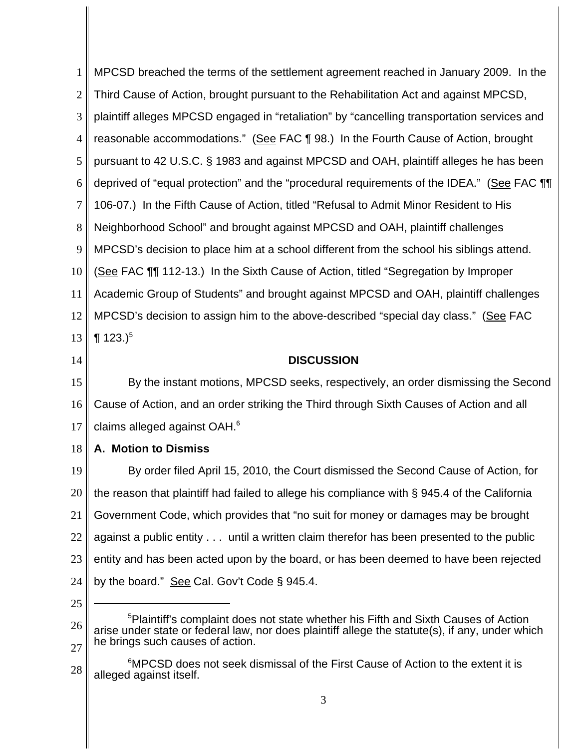MPCSD breached the terms of the settlement agreement reached in January 2009. In the Third Cause of Action, brought pursuant to the Rehabilitation Act and against MPCSD, plaintiff alleges MPCSD engaged in "retaliation" by "cancelling transportation services and reasonable accommodations." (See FAC ¶ 98.) In the Fourth Cause of Action, brought pursuant to 42 U.S.C. § 1983 and against MPCSD and OAH, plaintiff alleges he has been deprived of "equal protection" and the "procedural requirements of the IDEA." (See FAC ¶¶ 106-07.) In the Fifth Cause of Action, titled "Refusal to Admit Minor Resident to His Neighborhood School" and brought against MPCSD and OAH, plaintiff challenges MPCSD's decision to place him at a school different from the school his siblings attend. (See FAC ¶¶ 112-13.) In the Sixth Cause of Action, titled "Segregation by Improper Academic Group of Students" and brought against MPCSD and OAH, plaintiff challenges MPCSD's decision to assign him to the above-described "special day class." (See FAC ¶ 123.)[5]

## DISCUSSION

By the instant motions, MPCSD seeks, respectively, an order dismissing the Second Cause of Action, and an order striking the Third through Sixth Causes of Action and all claims alleged against OAH.[6]

**A. Motion to Dismiss**

By order filed April 15, 2010, the Court dismissed the Second Cause of Action, for the reason that plaintiff had failed to allege his compliance with § 945.4 of the California Government Code, which provides that "no suit for money or damages may be brought against a public entity . . . until a written claim therefor has been presented to the public entity and has been acted upon by the board, or has been deemed to have been rejected by the board." See Cal. Gov't Code § 945.4.

---

[5]Plaintiff's complaint does not state whether his Fifth and Sixth Causes of Action arise under state or federal law, nor does plaintiff allege the statute(s), if any, under which he brings such causes of action.

[6]MPCSD does not seek dismissal of the First Cause of Action to the extent it is alleged against itself.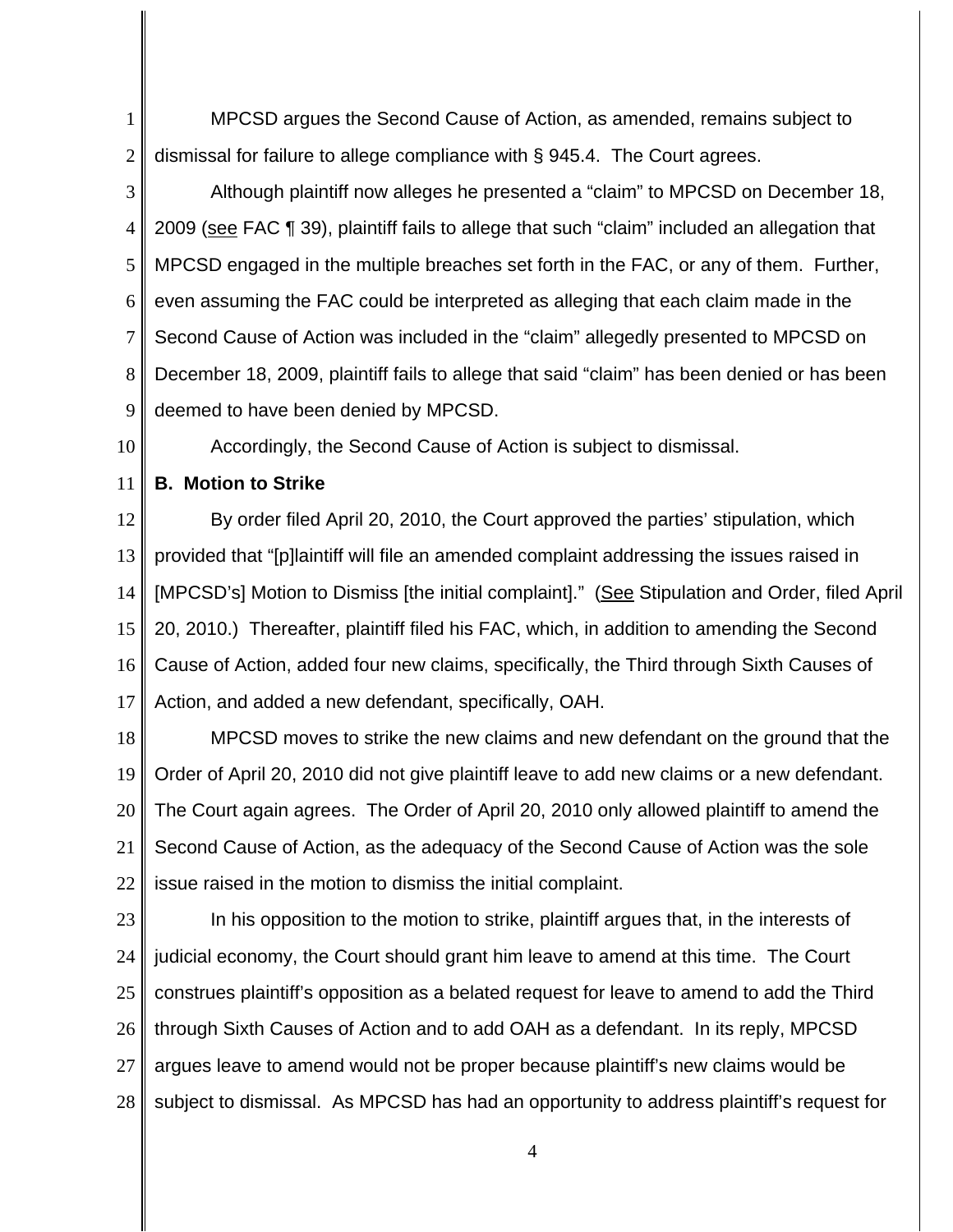MPCSD argues the Second Cause of Action, as amended, remains subject to dismissal for failure to allege compliance with § 945.4. The Court agrees.

Although plaintiff now alleges he presented a "claim" to MPCSD on December 18, 2009 (see FAC ¶ 39), plaintiff fails to allege that such "claim" included an allegation that MPCSD engaged in the multiple breaches set forth in the FAC, or any of them. Further, even assuming the FAC could be interpreted as alleging that each claim made in the Second Cause of Action was included in the "claim" allegedly presented to MPCSD on December 18, 2009, plaintiff fails to allege that said "claim" has been denied or has been deemed to have been denied by MPCSD.

Accordingly, the Second Cause of Action is subject to dismissal.

**B. Motion to Strike**

By order filed April 20, 2010, the Court approved the parties' stipulation, which provided that "[p]laintiff will file an amended complaint addressing the issues raised in [MPCSD's] Motion to Dismiss [the initial complaint]." (See Stipulation and Order, filed April 20, 2010.) Thereafter, plaintiff filed his FAC, which, in addition to amending the Second Cause of Action, added four new claims, specifically, the Third through Sixth Causes of Action, and added a new defendant, specifically, OAH.

MPCSD moves to strike the new claims and new defendant on the ground that the Order of April 20, 2010 did not give plaintiff leave to add new claims or a new defendant. The Court again agrees. The Order of April 20, 2010 only allowed plaintiff to amend the Second Cause of Action, as the adequacy of the Second Cause of Action was the sole issue raised in the motion to dismiss the initial complaint.

In his opposition to the motion to strike, plaintiff argues that, in the interests of judicial economy, the Court should grant him leave to amend at this time. The Court construes plaintiff's opposition as a belated request for leave to amend to add the Third through Sixth Causes of Action and to add OAH as a defendant. In its reply, MPCSD argues leave to amend would not be proper because plaintiff's new claims would be subject to dismissal. As MPCSD has had an opportunity to address plaintiff's request for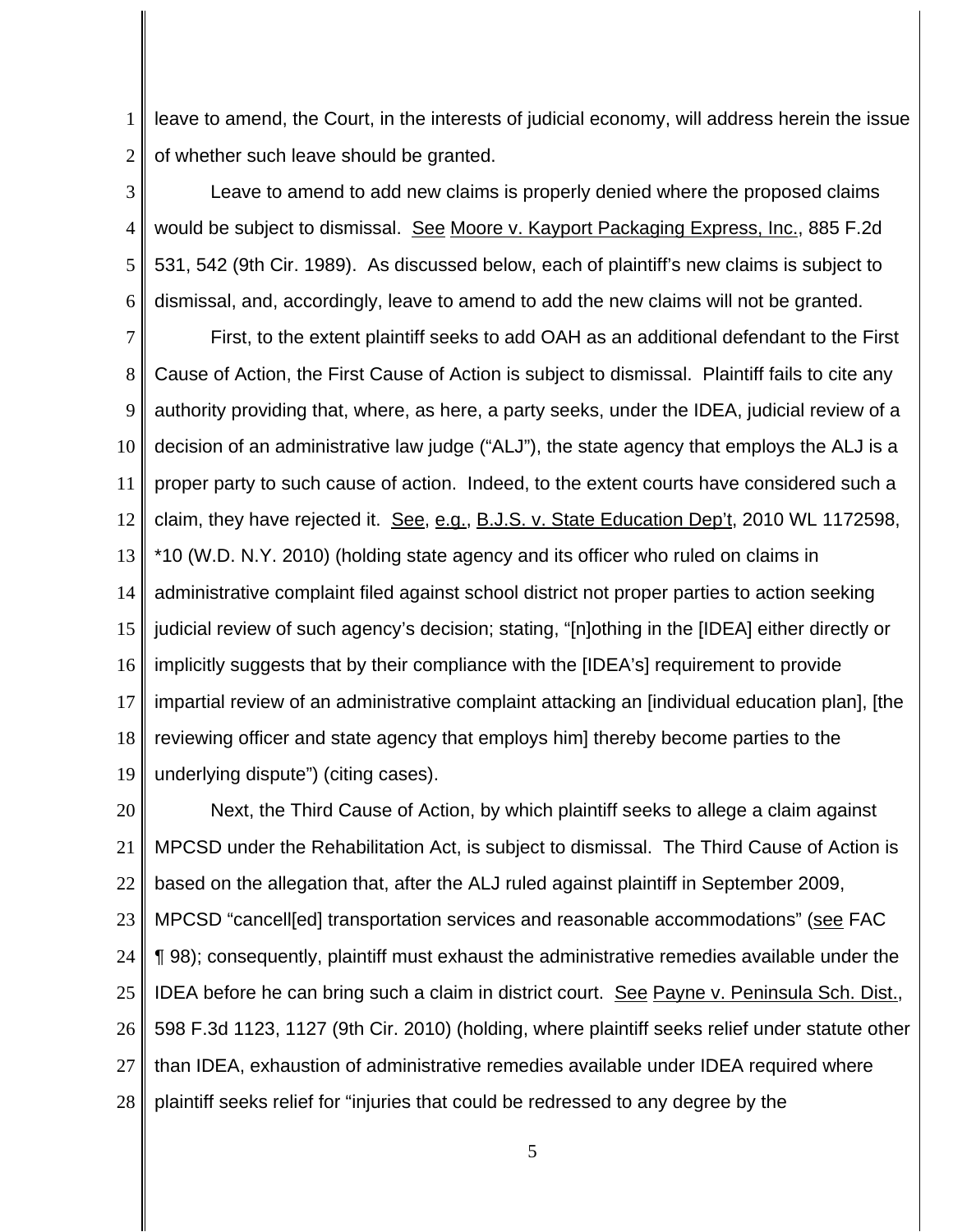leave to amend, the Court, in the interests of judicial economy, will address herein the issue of whether such leave should be granted.

Leave to amend to add new claims is properly denied where the proposed claims would be subject to dismissal. See Moore v. Kayport Packaging Express, Inc., 885 F.2d 531, 542 (9th Cir. 1989). As discussed below, each of plaintiff's new claims is subject to dismissal, and, accordingly, leave to amend to add the new claims will not be granted.

First, to the extent plaintiff seeks to add OAH as an additional defendant to the First Cause of Action, the First Cause of Action is subject to dismissal. Plaintiff fails to cite any authority providing that, where, as here, a party seeks, under the IDEA, judicial review of a decision of an administrative law judge ("ALJ"), the state agency that employs the ALJ is a proper party to such cause of action. Indeed, to the extent courts have considered such a claim, they have rejected it. See, e.g., B.J.S. v. State Education Dep't, 2010 WL 1172598, *10 (W.D. N.Y. 2010) (holding state agency and its officer who ruled on claims in administrative complaint filed against school district not proper parties to action seeking judicial review of such agency's decision; stating, "[n]othing in the [IDEA] either directly or implicitly suggests that by their compliance with the [IDEA's] requirement to provide impartial review of an administrative complaint attacking an [individual education plan], [the reviewing officer and state agency that employs him] thereby become parties to the underlying dispute") (citing cases).

Next, the Third Cause of Action, by which plaintiff seeks to allege a claim against MPCSD under the Rehabilitation Act, is subject to dismissal. The Third Cause of Action is based on the allegation that, after the ALJ ruled against plaintiff in September 2009, MPCSD "cancell[ed] transportation services and reasonable accommodations" (see FAC ¶ 98); consequently, plaintiff must exhaust the administrative remedies available under the IDEA before he can bring such a claim in district court. See Payne v. Peninsula Sch. Dist., 598 F.3d 1123, 1127 (9th Cir. 2010) (holding, where plaintiff seeks relief under statute other than IDEA, exhaustion of administrative remedies available under IDEA required where plaintiff seeks relief for "injuries that could be redressed to any degree by the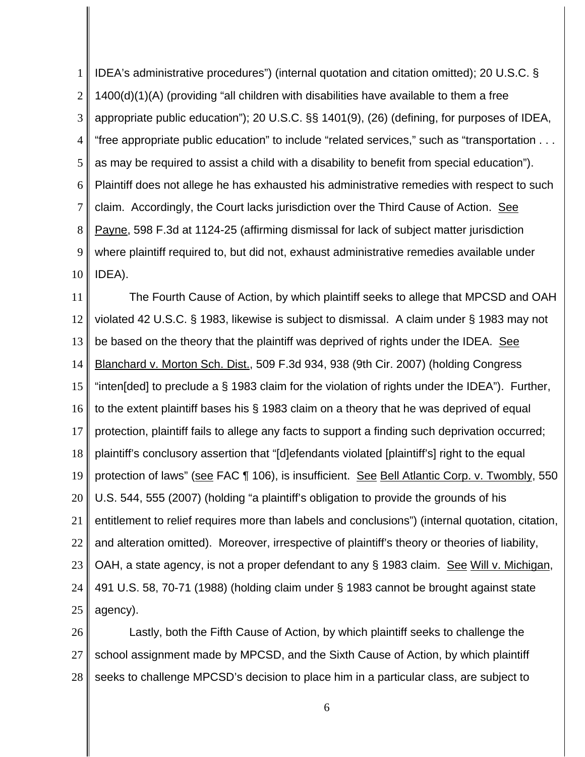IDEA's administrative procedures") (internal quotation and citation omitted); 20 U.S.C. § 1400(d)(1)(A) (providing "all children with disabilities have available to them a free appropriate public education"); 20 U.S.C. §§ 1401(9), (26) (defining, for purposes of IDEA, "free appropriate public education" to include "related services," such as "transportation . . . as may be required to assist a child with a disability to benefit from special education"). Plaintiff does not allege he has exhausted his administrative remedies with respect to such claim. Accordingly, the Court lacks jurisdiction over the Third Cause of Action. See Payne, 598 F.3d at 1124-25 (affirming dismissal for lack of subject matter jurisdiction where plaintiff required to, but did not, exhaust administrative remedies available under IDEA).

The Fourth Cause of Action, by which plaintiff seeks to allege that MPCSD and OAH violated 42 U.S.C. § 1983, likewise is subject to dismissal. A claim under § 1983 may not be based on the theory that the plaintiff was deprived of rights under the IDEA. See Blanchard v. Morton Sch. Dist., 509 F.3d 934, 938 (9th Cir. 2007) (holding Congress "inten[ded] to preclude a § 1983 claim for the violation of rights under the IDEA"). Further, to the extent plaintiff bases his § 1983 claim on a theory that he was deprived of equal protection, plaintiff fails to allege any facts to support a finding such deprivation occurred; plaintiff's conclusory assertion that "[d]efendants violated [plaintiff's] right to the equal protection of laws" (see FAC ¶ 106), is insufficient. See Bell Atlantic Corp. v. Twombly, 550 U.S. 544, 555 (2007) (holding "a plaintiff's obligation to provide the grounds of his entitlement to relief requires more than labels and conclusions") (internal quotation, citation, and alteration omitted). Moreover, irrespective of plaintiff's theory or theories of liability, OAH, a state agency, is not a proper defendant to any § 1983 claim. See Will v. Michigan, 491 U.S. 58, 70-71 (1988) (holding claim under § 1983 cannot be brought against state agency).

Lastly, both the Fifth Cause of Action, by which plaintiff seeks to challenge the school assignment made by MPCSD, and the Sixth Cause of Action, by which plaintiff seeks to challenge MPCSD's decision to place him in a particular class, are subject to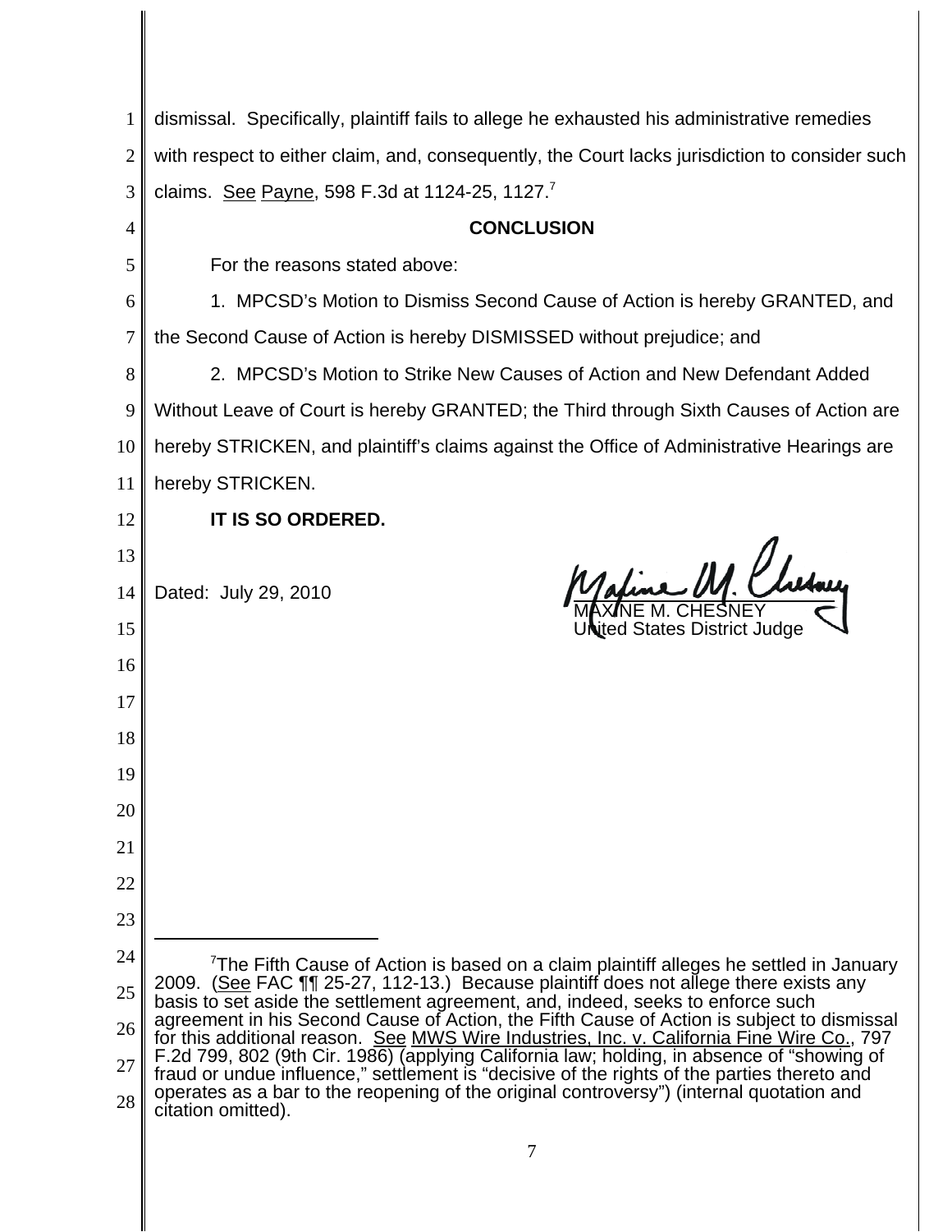dismissal. Specifically, plaintiff fails to allege he exhausted his administrative remedies with respect to either claim, and, consequently, the Court lacks jurisdiction to consider such claims. See Payne, 598 F.3d at 1124-25, 1127.[7]

## CONCLUSION

For the reasons stated above:

1. MPCSD's Motion to Dismiss Second Cause of Action is hereby GRANTED, and the Second Cause of Action is hereby DISMISSED without prejudice; and

2. MPCSD's Motion to Strike New Causes of Action and New Defendant Added Without Leave of Court is hereby GRANTED; the Third through Sixth Causes of Action are hereby STRICKEN, and plaintiff's claims against the Office of Administrative Hearings are hereby STRICKEN.

**IT IS SO ORDERED.**

Dated: July 29, 2010

MAXINE M. CHESNEY
United States District Judge

---

[7]The Fifth Cause of Action is based on a claim plaintiff alleges he settled in January 2009. (See FAC ¶¶ 25-27, 112-13.) Because plaintiff does not allege there exists any basis to set aside the settlement agreement, and, indeed, seeks to enforce such agreement in his Second Cause of Action, the Fifth Cause of Action is subject to dismissal for this additional reason. See MWS Wire Industries, Inc. v. California Fine Wire Co., 797 F.2d 799, 802 (9th Cir. 1986) (applying California law; holding, in absence of "showing of fraud or undue influence," settlement is "decisive of the rights of the parties thereto and operates as a bar to the reopening of the original controversy") (internal quotation and citation omitted).